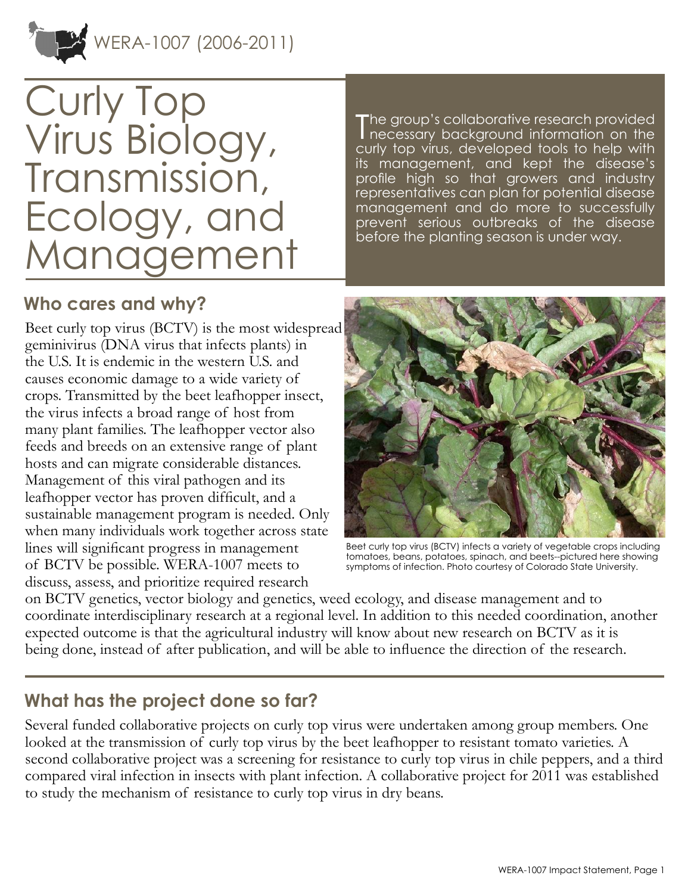WERA-1007 (2006-2011)

# Curly Top Virus Biology, Transmission, Ecology, and Management

The group's collaborative research provided necessary background information on the curly top virus, developed tools to help with its management, and kept the disease's profile high so that growers and industry representatives can plan for potential disease management and do more to successfully prevent serious outbreaks of the disease before the planting season is under way.

## Who cares and why?

Beet curly top virus (BCTV) is the most widespread geminivirus (DNA virus that infects plants) in the U.S. It is endemic in the western U.S. and causes economic damage to a wide variety of crops. Transmitted by the beet leafhopper insect, the virus infects a broad range of host from many plant families. The leafhopper vector also feeds and breeds on an extensive range of plant hosts and can migrate considerable distances. Management of this viral pathogen and its leafhopper vector has proven difficult, and a sustainable management program is needed. Only when many individuals work together across state lines will significant progress in management of BCTV be possible. WERA-1007 meets to discuss, assess, and prioritize required research on BCTV genetics, vector biology and genetics, weed ecology, and disease management and to coordinate interdisciplinary research at a regional level. In addition to this needed coordination, another expected outcome is that the agricultural industry will know about new research on BCTV as it is being done, instead of after publication, and will be able to influence the direction of the research.

Beet curly top virus (BCTV) infects a variety of vegetable crops including tomatoes, beans, potatoes, spinach, and beets--pictured here showing symptoms of infection. Photo courtesy of Colorado State University.

## What has the project done so far?

Several funded collaborative projects on curly top virus were undertaken among group members. One looked at the transmission of curly top virus by the beet leafhopper to resistant tomato varieties. A second collaborative project was a screening for resistance to curly top virus in chile peppers, and a third compared viral infection in insects with plant infection. A collaborative project for 2011 was established to study the mechanism of resistance to curly top virus in dry beans.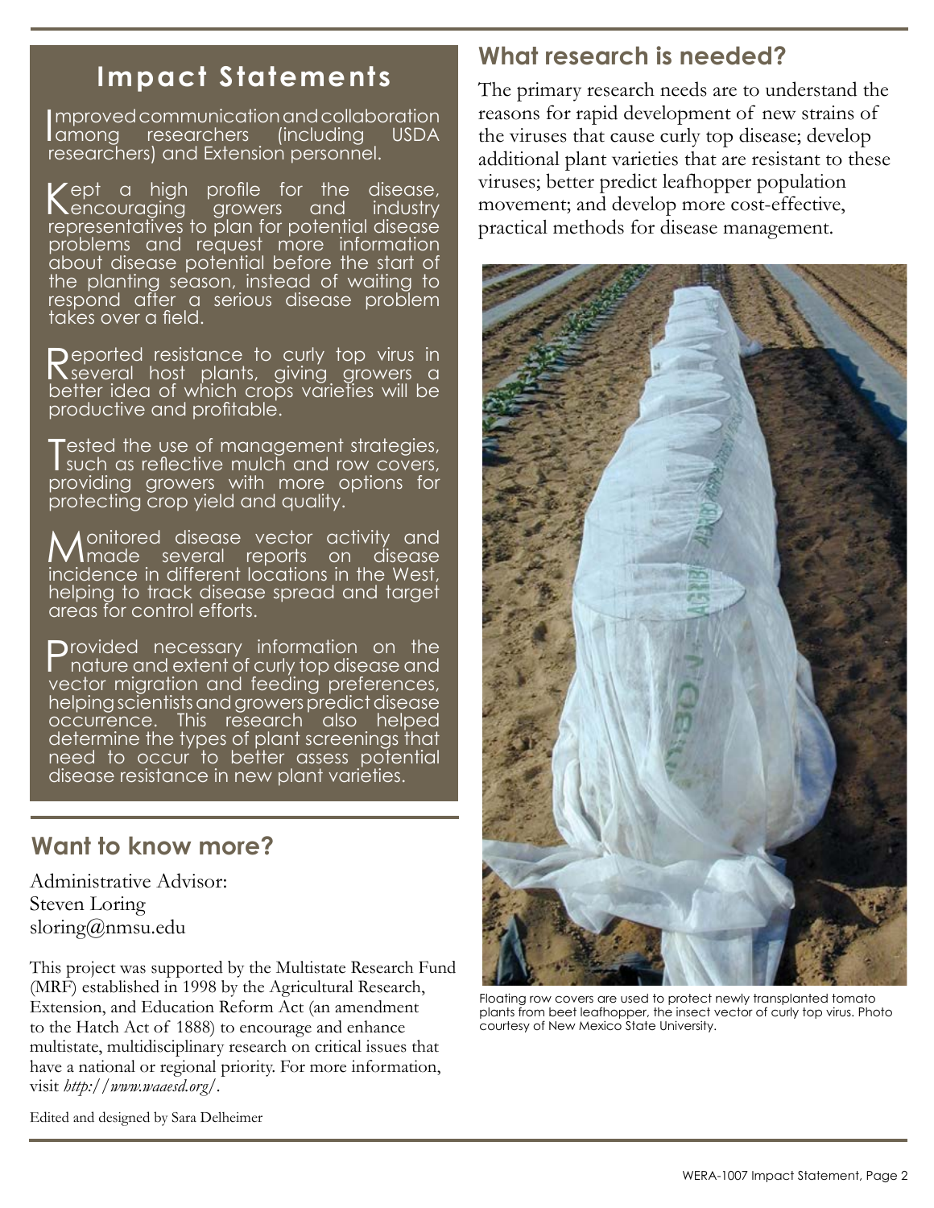## Impact Statements

Improved communication and collaboration among researchers (including USDA researchers) and Extension personnel.

Kept a high profile for the disease, encouraging growers and industry representatives to plan for potential disease problems and request more information about disease potential before the start of the planting season, instead of waiting to respond after a serious disease problem takes over a field.

Reported resistance to curly top virus in several host plants, giving growers a better idea of which crops varieties will be productive and profitable.

Tested the use of management strategies, such as reflective mulch and row covers, providing growers with more options for protecting crop yield and quality.

Monitored disease vector activity and made several reports on disease incidence in different locations in the West, helping to track disease spread and target areas for control efforts.

Provided necessary information on the nature and extent of curly top disease and vector migration and feeding preferences, helping scientists and growers predict disease occurrence. This research also helped determine the types of plant screenings that need to occur to better assess potential disease resistance in new plant varieties.

## Want to know more?

Administrative Advisor:
Steven Loring
sloring@nmsu.edu

This project was supported by the Multistate Research Fund (MRF) established in 1998 by the Agricultural Research, Extension, and Education Reform Act (an amendment to the Hatch Act of 1888) to encourage and enhance multistate, multidisciplinary research on critical issues that have a national or regional priority. For more information, visit *http://www.waaesd.org/*.

Edited and designed by Sara Delheimer

## What research is needed?

The primary research needs are to understand the reasons for rapid development of new strains of the viruses that cause curly top disease; develop additional plant varieties that are resistant to these viruses; better predict leafhopper population movement; and develop more cost-effective, practical methods for disease management.

Floating row covers are used to protect newly transplanted tomato plants from beet leafhopper, the insect vector of curly top virus. Photo courtesy of New Mexico State University.